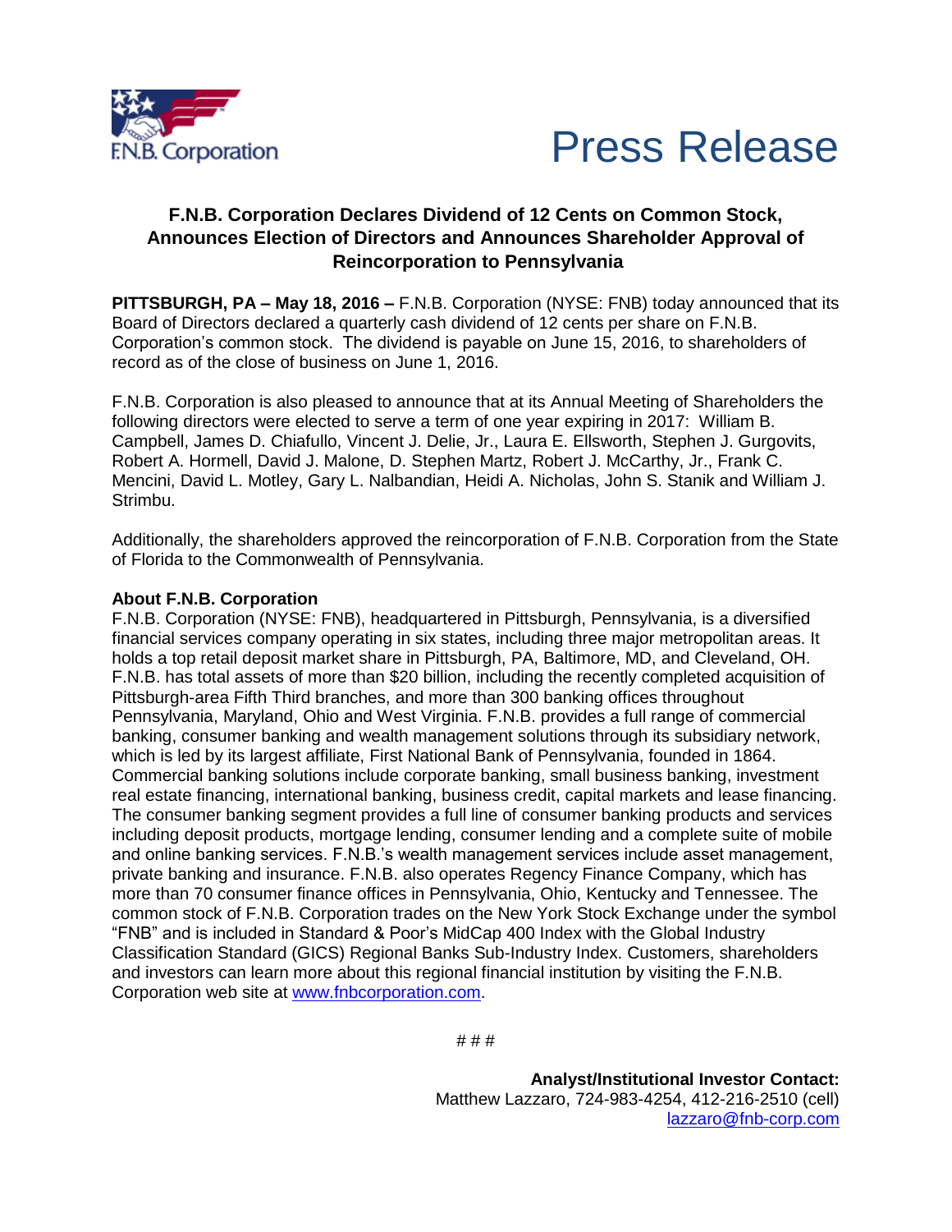F.N.B. Corporation

# Press Release

## F.N.B. Corporation Declares Dividend of 12 Cents on Common Stock, Announces Election of Directors and Announces Shareholder Approval of Reincorporation to Pennsylvania

**PITTSBURGH, PA – May 18, 2016 –** F.N.B. Corporation (NYSE: FNB) today announced that its Board of Directors declared a quarterly cash dividend of 12 cents per share on F.N.B. Corporation's common stock. The dividend is payable on June 15, 2016, to shareholders of record as of the close of business on June 1, 2016.

F.N.B. Corporation is also pleased to announce that at its Annual Meeting of Shareholders the following directors were elected to serve a term of one year expiring in 2017: William B. Campbell, James D. Chiafullo, Vincent J. Delie, Jr., Laura E. Ellsworth, Stephen J. Gurgovits, Robert A. Hormell, David J. Malone, D. Stephen Martz, Robert J. McCarthy, Jr., Frank C. Mencini, David L. Motley, Gary L. Nalbandian, Heidi A. Nicholas, John S. Stanik and William J. Strimbu.

Additionally, the shareholders approved the reincorporation of F.N.B. Corporation from the State of Florida to the Commonwealth of Pennsylvania.

**About F.N.B. Corporation**

F.N.B. Corporation (NYSE: FNB), headquartered in Pittsburgh, Pennsylvania, is a diversified financial services company operating in six states, including three major metropolitan areas. It holds a top retail deposit market share in Pittsburgh, PA, Baltimore, MD, and Cleveland, OH. F.N.B. has total assets of more than $20 billion, including the recently completed acquisition of Pittsburgh-area Fifth Third branches, and more than 300 banking offices throughout Pennsylvania, Maryland, Ohio and West Virginia. F.N.B. provides a full range of commercial banking, consumer banking and wealth management solutions through its subsidiary network, which is led by its largest affiliate, First National Bank of Pennsylvania, founded in 1864. Commercial banking solutions include corporate banking, small business banking, investment real estate financing, international banking, business credit, capital markets and lease financing. The consumer banking segment provides a full line of consumer banking products and services including deposit products, mortgage lending, consumer lending and a complete suite of mobile and online banking services. F.N.B.'s wealth management services include asset management, private banking and insurance. F.N.B. also operates Regency Finance Company, which has more than 70 consumer finance offices in Pennsylvania, Ohio, Kentucky and Tennessee. The common stock of F.N.B. Corporation trades on the New York Stock Exchange under the symbol "FNB" and is included in Standard & Poor's MidCap 400 Index with the Global Industry Classification Standard (GICS) Regional Banks Sub-Industry Index. Customers, shareholders and investors can learn more about this regional financial institution by visiting the F.N.B. Corporation web site at www.fnbcorporation.com.

# # #

**Analyst/Institutional Investor Contact:**
Matthew Lazzaro, 724-983-4254, 412-216-2510 (cell)
lazzaro@fnb-corp.com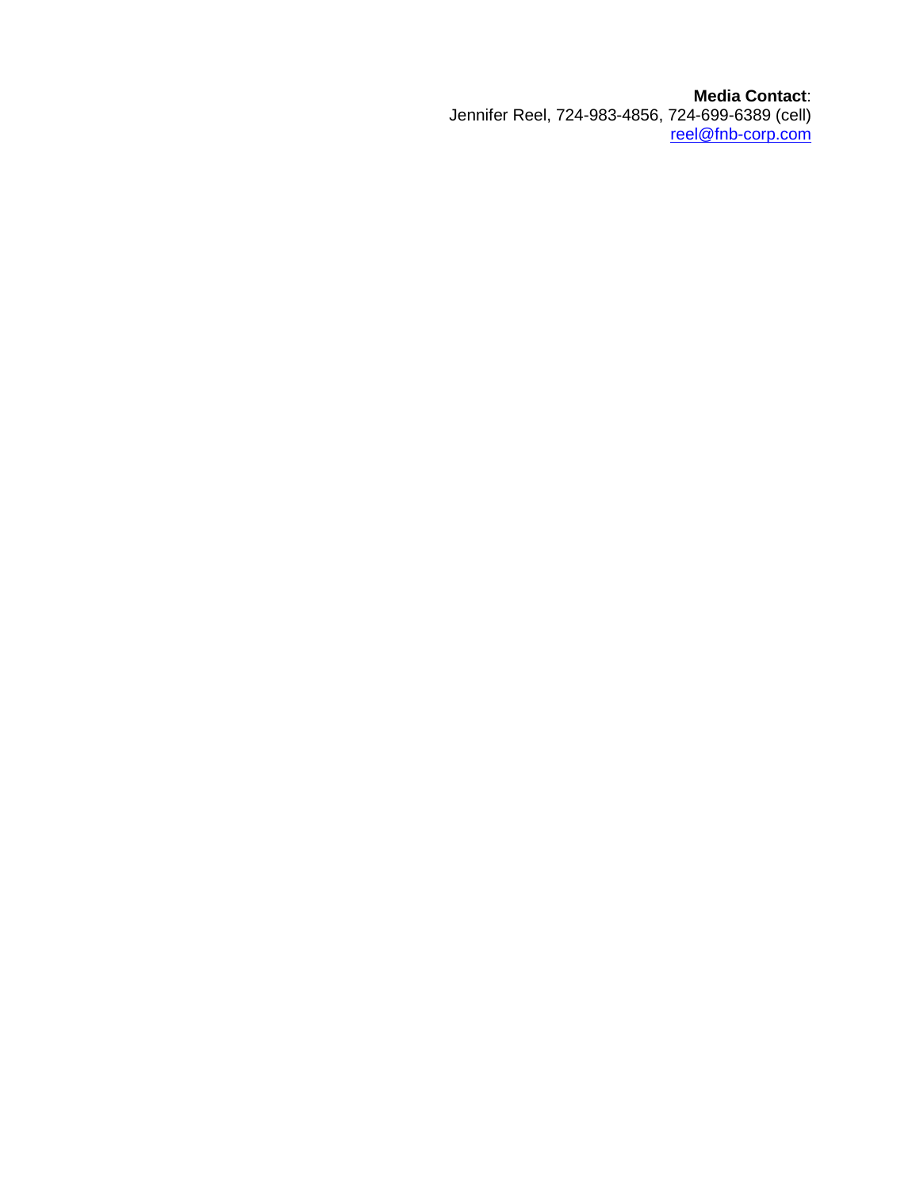**Media Contact**:
Jennifer Reel, 724-983-4856, 724-699-6389 (cell)
reel@fnb-corp.com